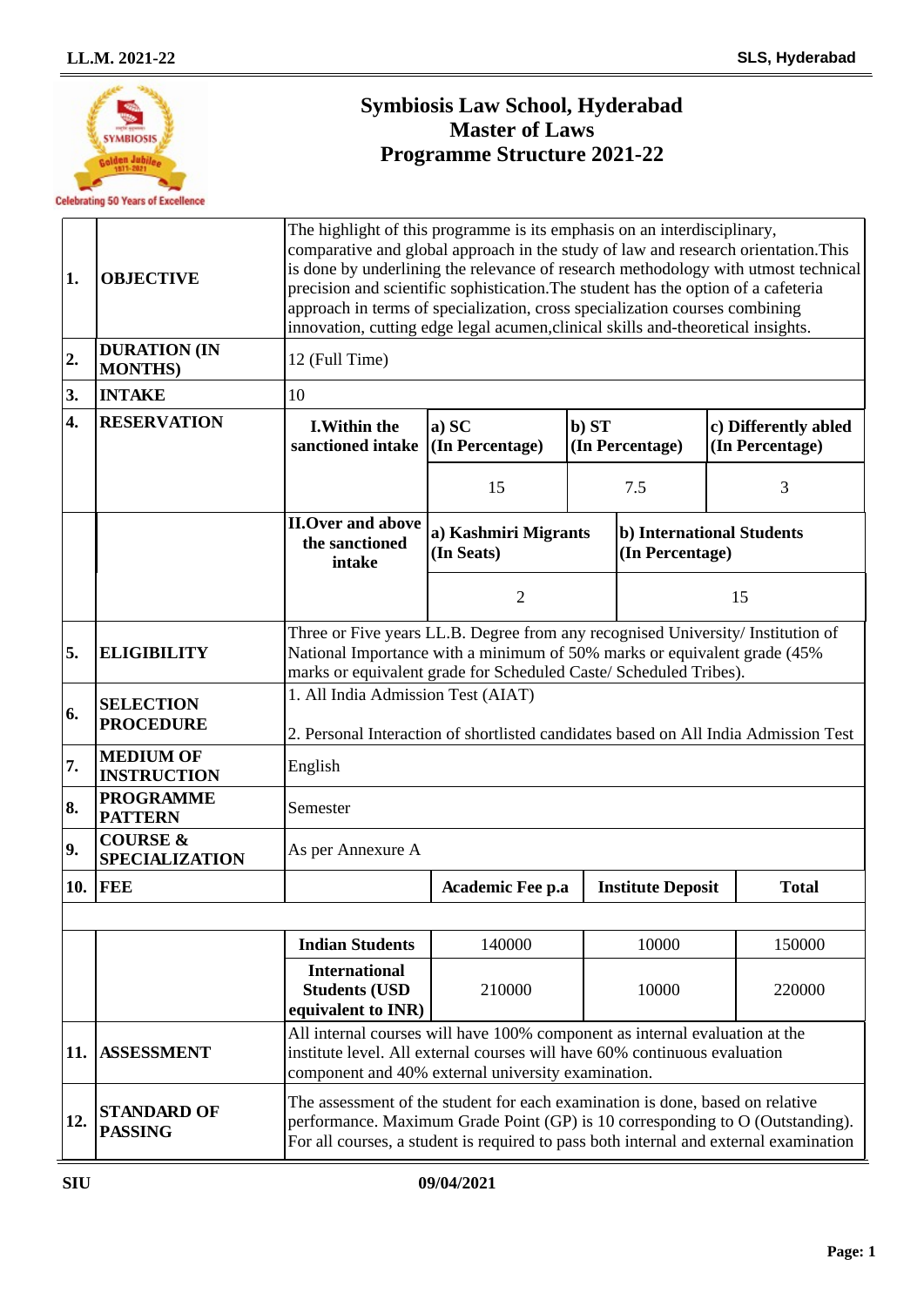# Symbiosis Law School, Hyderabad
## Master of Laws
## Programme Structure 2021-22

| | | | | | |
|---|---|---|---|---|---|
| 1. | **OBJECTIVE** | The highlight of this programme is its emphasis on an interdisciplinary, comparative and global approach in the study of law and research orientation.This is done by underlining the relevance of research methodology with utmost technical precision and scientific sophistication.The student has the option of a cafeteria approach in terms of specialization, cross specialization courses combining innovation, cutting edge legal acumen,clinical skills and-theoretical insights. | | | |
| 2. | **DURATION (IN MONTHS)** | 12 (Full Time) | | | |
| 3. | **INTAKE** | 10 | | | |
| 4. | **RESERVATION** | **I.Within the sanctioned intake** | **a) SC (In Percentage)** | **b) ST (In Percentage)** | **c) Differently abled (In Percentage)** |
| | | | 15 | 7.5 | 3 |
| | | **II.Over and above the sanctioned intake** | **a) Kashmiri Migrants (In Seats)** | **b) International Students (In Percentage)** | |
| | | | 2 | 15 | |
| 5. | **ELIGIBILITY** | Three or Five years LL.B. Degree from any recognised University/ Institution of National Importance with a minimum of 50% marks or equivalent grade (45% marks or equivalent grade for Scheduled Caste/ Scheduled Tribes). | | | |
| 6. | **SELECTION PROCEDURE** | 1. All India Admission Test (AIAT)<br><br>2. Personal Interaction of shortlisted candidates based on All India Admission Test | | | |
| 7. | **MEDIUM OF INSTRUCTION** | English | | | |
| 8. | **PROGRAMME PATTERN** | Semester | | | |
| 9. | **COURSE & SPECIALIZATION** | As per Annexure A | | | |
| 10. | **FEE** | | **Academic Fee p.a** | **Institute Deposit** | **Total** |
| | | **Indian Students** | 140000 | 10000 | 150000 |
| | | **International Students (USD equivalent to INR)** | 210000 | 10000 | 220000 |
| 11. | **ASSESSMENT** | All internal courses will have 100% component as internal evaluation at the institute level. All external courses will have 60% continuous evaluation component and 40% external university examination. | | | |
| 12. | **STANDARD OF PASSING** | The assessment of the student for each examination is done, based on relative performance. Maximum Grade Point (GP) is 10 corresponding to O (Outstanding). For all courses, a student is required to pass both internal and external examination | | | |

**SIU** **09/04/2021**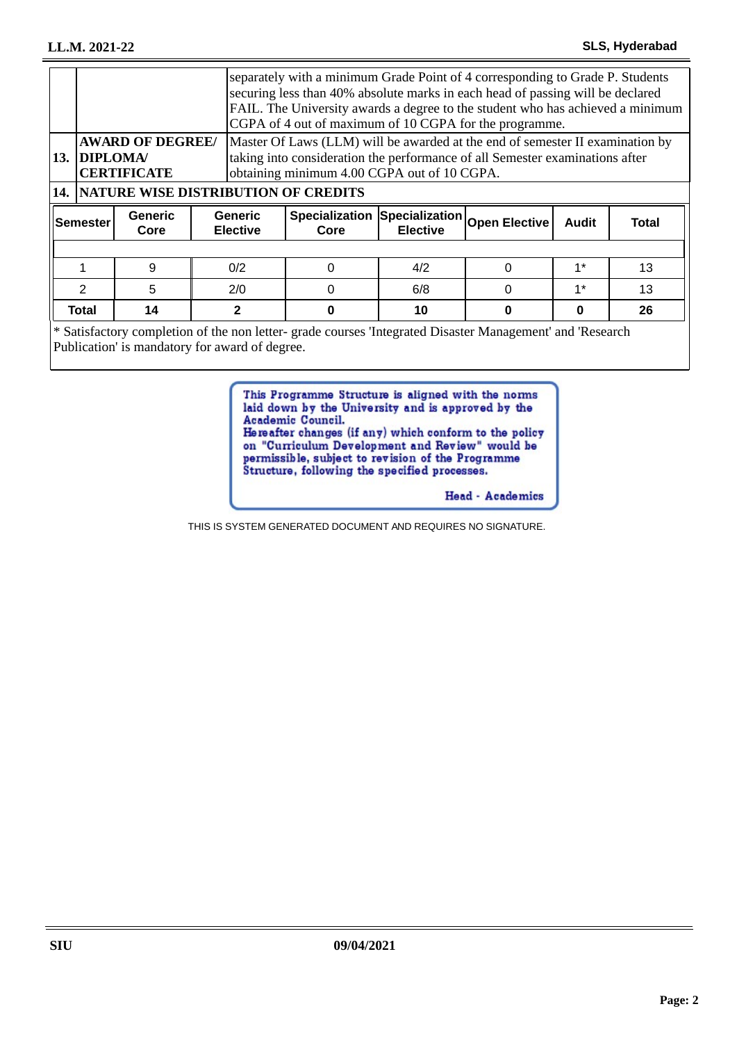| | | |
|---|---|---|
| | | separately with a minimum Grade Point of 4 corresponding to Grade P. Students securing less than 40% absolute marks in each head of passing will be declared FAIL. The University awards a degree to the student who has achieved a minimum CGPA of 4 out of maximum of 10 CGPA for the programme. |
| 13. | **AWARD OF DEGREE/ DIPLOMA/ CERTIFICATE** | Master Of Laws (LLM) will be awarded at the end of semester II examination by taking into consideration the performance of all Semester examinations after obtaining minimum 4.00 CGPA out of 10 CGPA. |

**14. NATURE WISE DISTRIBUTION OF CREDITS**

| Semester | Generic Core | Generic Elective | Specialization Core | Specialization Elective | Open Elective | Audit | Total |
|---|---|---|---|---|---|---|---|
| 1 | 9 | 0/2 | 0 | 4/2 | 0 | 1* | 13 |
| 2 | 5 | 2/0 | 0 | 6/8 | 0 | 1* | 13 |
| **Total** | **14** | **2** | **0** | **10** | **0** | **0** | **26** |

* Satisfactory completion of the non letter- grade courses 'Integrated Disaster Management' and 'Research Publication' is mandatory for award of degree.

This Programme Structure is aligned with the norms laid down by the University and is approved by the Academic Council.
Hereafter changes (if any) which conform to the policy on "Curriculum Development and Review" would be permissible, subject to revision of the Programme Structure, following the specified processes.

Head - Academics

THIS IS SYSTEM GENERATED DOCUMENT AND REQUIRES NO SIGNATURE.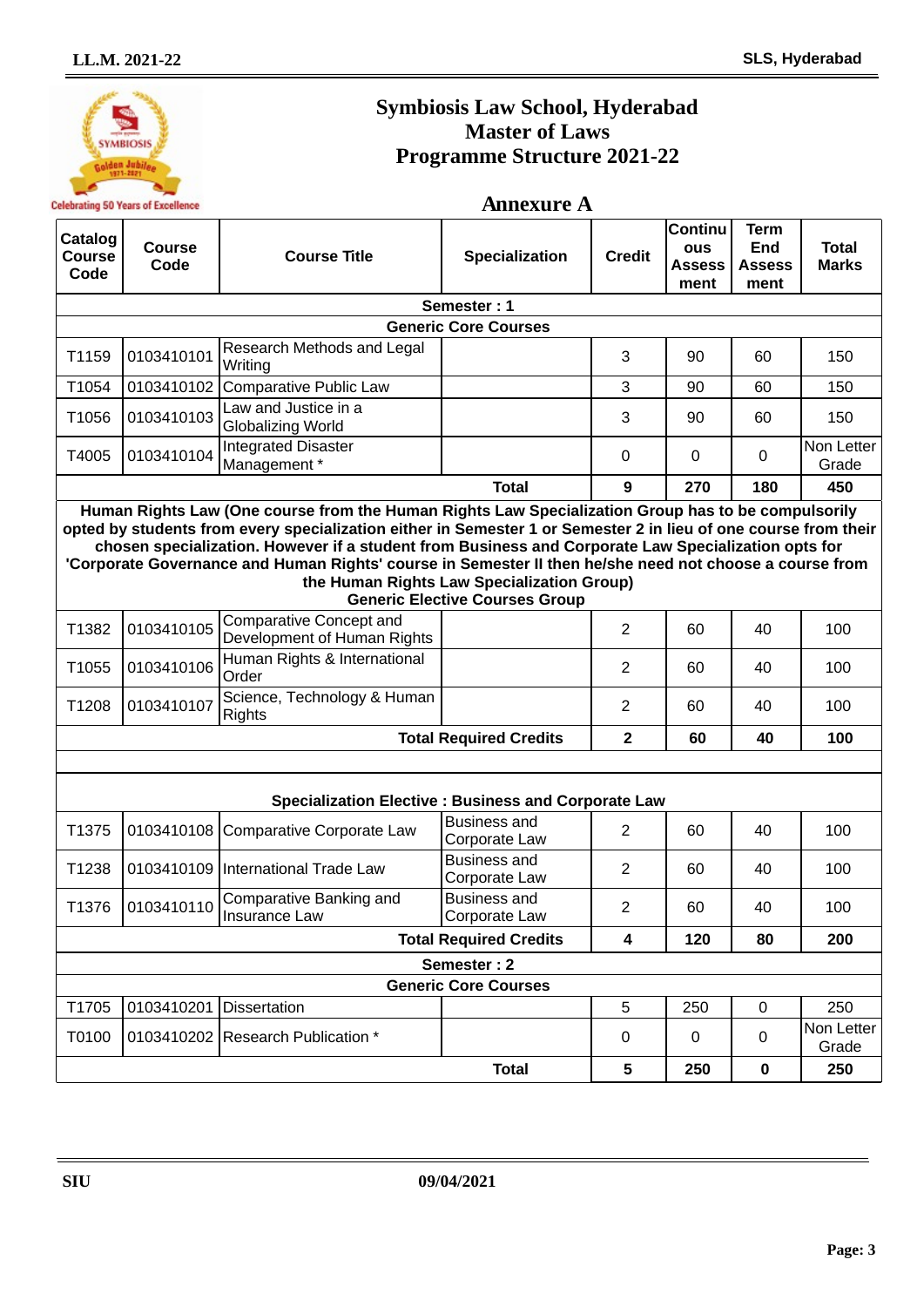# Symbiosis Law School, Hyderabad
# Master of Laws
# Programme Structure 2021-22

## Annexure A

| Catalog Course Code | Course Code | Course Title | Specialization | Credit | Continuous Assessment | Term End Assessment | Total Marks |
|---|---|---|---|---|---|---|---|
| **Semester : 1** | | | | | | | |
| **Generic Core Courses** | | | | | | | |
| T1159 | 0103410101 | Research Methods and Legal Writing | | 3 | 90 | 60 | 150 |
| T1054 | 0103410102 | Comparative Public Law | | 3 | 90 | 60 | 150 |
| T1056 | 0103410103 | Law and Justice in a Globalizing World | | 3 | 90 | 60 | 150 |
| T4005 | 0103410104 | Integrated Disaster Management * | | 0 | 0 | 0 | Non Letter Grade |
| | | | **Total** | **9** | **270** | **180** | **450** |
| **Human Rights Law (One course from the Human Rights Law Specialization Group has to be compulsorily opted by students from every specialization either in Semester 1 or Semester 2 in lieu of one course from their chosen specialization. However if a student from Business and Corporate Law Specialization opts for 'Corporate Governance and Human Rights' course in Semester II then he/she need not choose a course from the Human Rights Law Specialization Group)** | | | | | | | |
| **Generic Elective Courses Group** | | | | | | | |
| T1382 | 0103410105 | Comparative Concept and Development of Human Rights | | 2 | 60 | 40 | 100 |
| T1055 | 0103410106 | Human Rights & International Order | | 2 | 60 | 40 | 100 |
| T1208 | 0103410107 | Science, Technology & Human Rights | | 2 | 60 | 40 | 100 |
| | | | **Total Required Credits** | **2** | **60** | **40** | **100** |
| **Specialization Elective : Business and Corporate Law** | | | | | | | |
| T1375 | 0103410108 | Comparative Corporate Law | Business and Corporate Law | 2 | 60 | 40 | 100 |
| T1238 | 0103410109 | International Trade Law | Business and Corporate Law | 2 | 60 | 40 | 100 |
| T1376 | 0103410110 | Comparative Banking and Insurance Law | Business and Corporate Law | 2 | 60 | 40 | 100 |
| | | | **Total Required Credits** | **4** | **120** | **80** | **200** |
| **Semester : 2** | | | | | | | |
| **Generic Core Courses** | | | | | | | |
| T1705 | 0103410201 | Dissertation | | 5 | 250 | 0 | 250 |
| T0100 | 0103410202 | Research Publication * | | 0 | 0 | 0 | Non Letter Grade |
| | | | **Total** | **5** | **250** | **0** | **250** |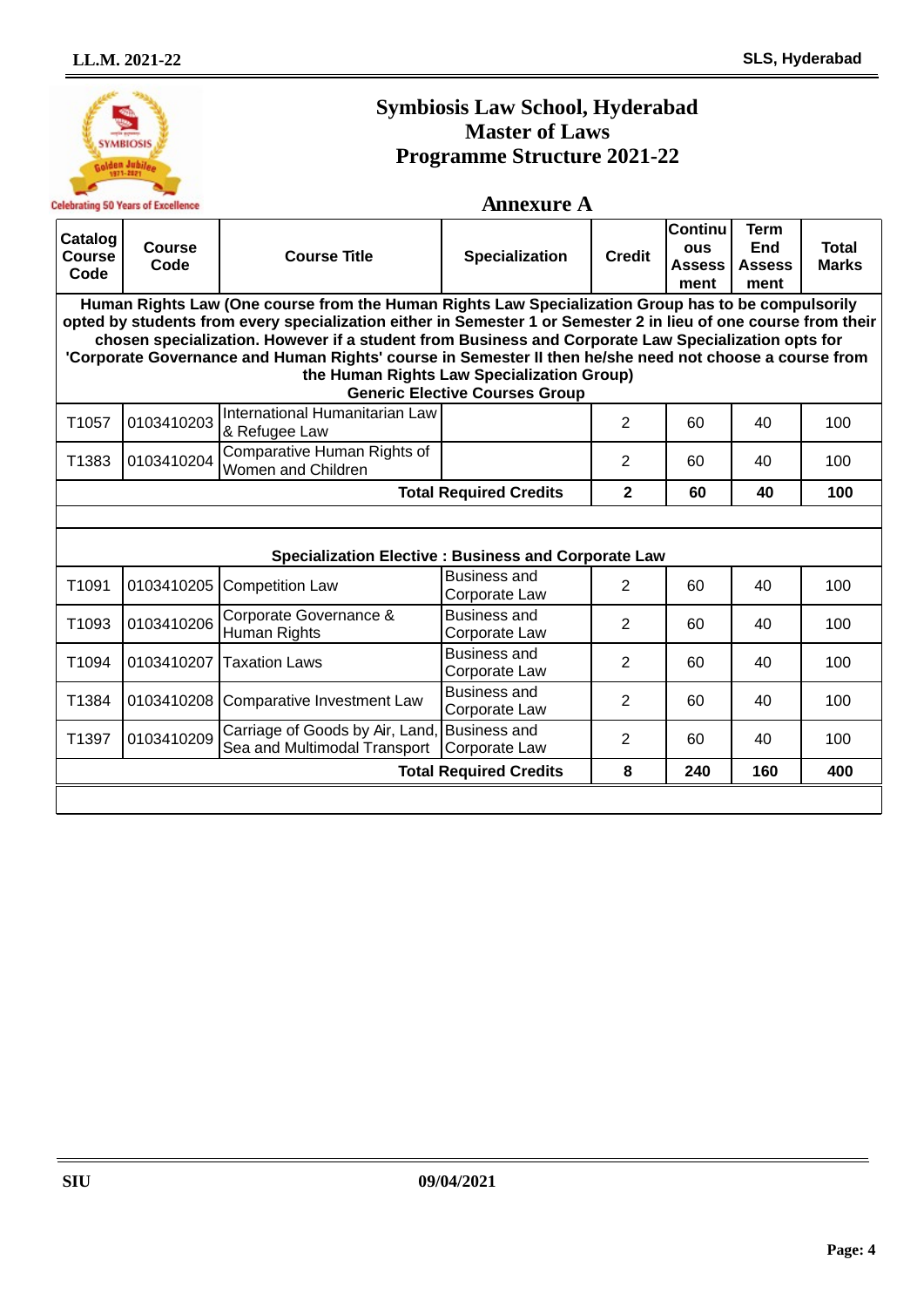# Symbiosis Law School, Hyderabad
## Master of Laws
## Programme Structure 2021-22

### Annexure A

| Catalog Course Code | Course Code | Course Title | Specialization | Credit | Continuous Assessment | Term End Assessment | Total Marks |
|---|---|---|---|---|---|---|---|
| **Human Rights Law (One course from the Human Rights Law Specialization Group has to be compulsorily opted by students from every specialization either in Semester 1 or Semester 2 in lieu of one course from their chosen specialization. However if a student from Business and Corporate Law Specialization opts for 'Corporate Governance and Human Rights' course in Semester II then he/she need not choose a course from the Human Rights Law Specialization Group) Generic Elective Courses Group** | | | | | | | |
| T1057 | 0103410203 | International Humanitarian Law & Refugee Law | | 2 | 60 | 40 | 100 |
| T1383 | 0103410204 | Comparative Human Rights of Women and Children | | 2 | 60 | 40 | 100 |
| | | | **Total Required Credits** | **2** | **60** | **40** | **100** |
| | | | | | | | |
| **Specialization Elective : Business and Corporate Law** | | | | | | | |
| T1091 | 0103410205 | Competition Law | Business and Corporate Law | 2 | 60 | 40 | 100 |
| T1093 | 0103410206 | Corporate Governance & Human Rights | Business and Corporate Law | 2 | 60 | 40 | 100 |
| T1094 | 0103410207 | Taxation Laws | Business and Corporate Law | 2 | 60 | 40 | 100 |
| T1384 | 0103410208 | Comparative Investment Law | Business and Corporate Law | 2 | 60 | 40 | 100 |
| T1397 | 0103410209 | Carriage of Goods by Air, Land, Sea and Multimodal Transport | Business and Corporate Law | 2 | 60 | 40 | 100 |
| | | | **Total Required Credits** | **8** | **240** | **160** | **400** |

SIU 09/04/2021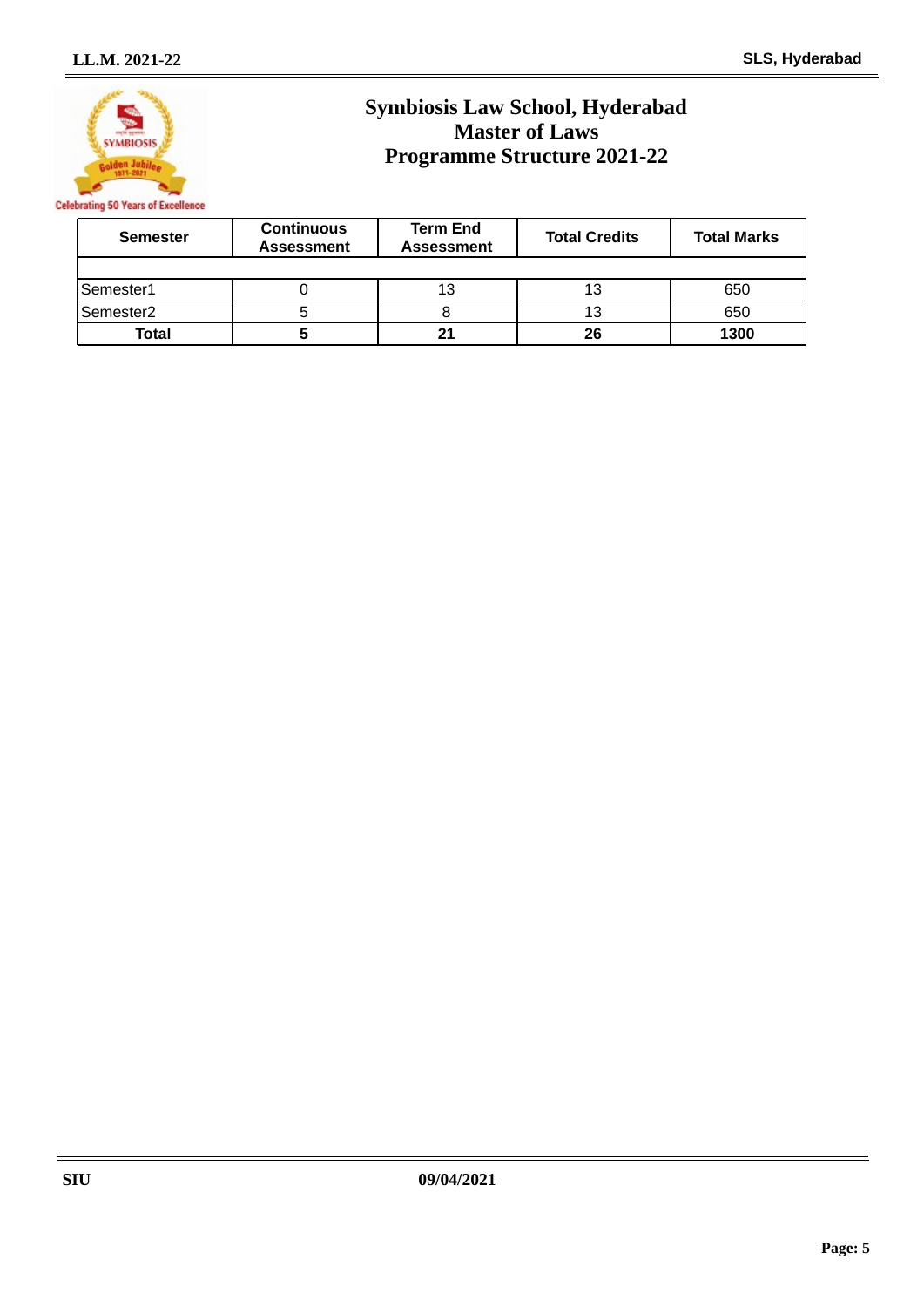# Symbiosis Law School, Hyderabad
## Master of Laws
## Programme Structure 2021-22

| Semester | Continuous Assessment | Term End Assessment | Total Credits | Total Marks |
|---|---|---|---|---|
| | | | | |
| Semester1 | 0 | 13 | 13 | 650 |
| Semester2 | 5 | 8 | 13 | 650 |
| **Total** | **5** | **21** | **26** | **1300** |

SIU 09/04/2021